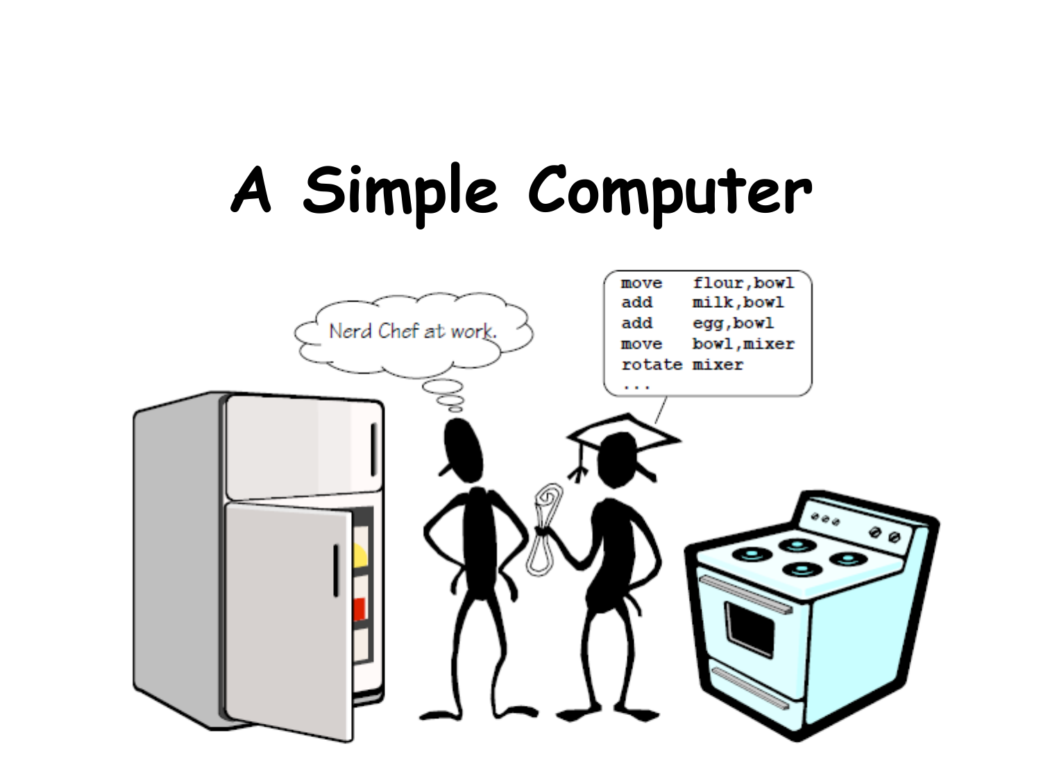# A Simple Computer

Nerd Chef at work.

```
move    flour,bowl
add     milk,bowl
add     egg,bowl
move    bowl,mixer
rotate  mixer
...
```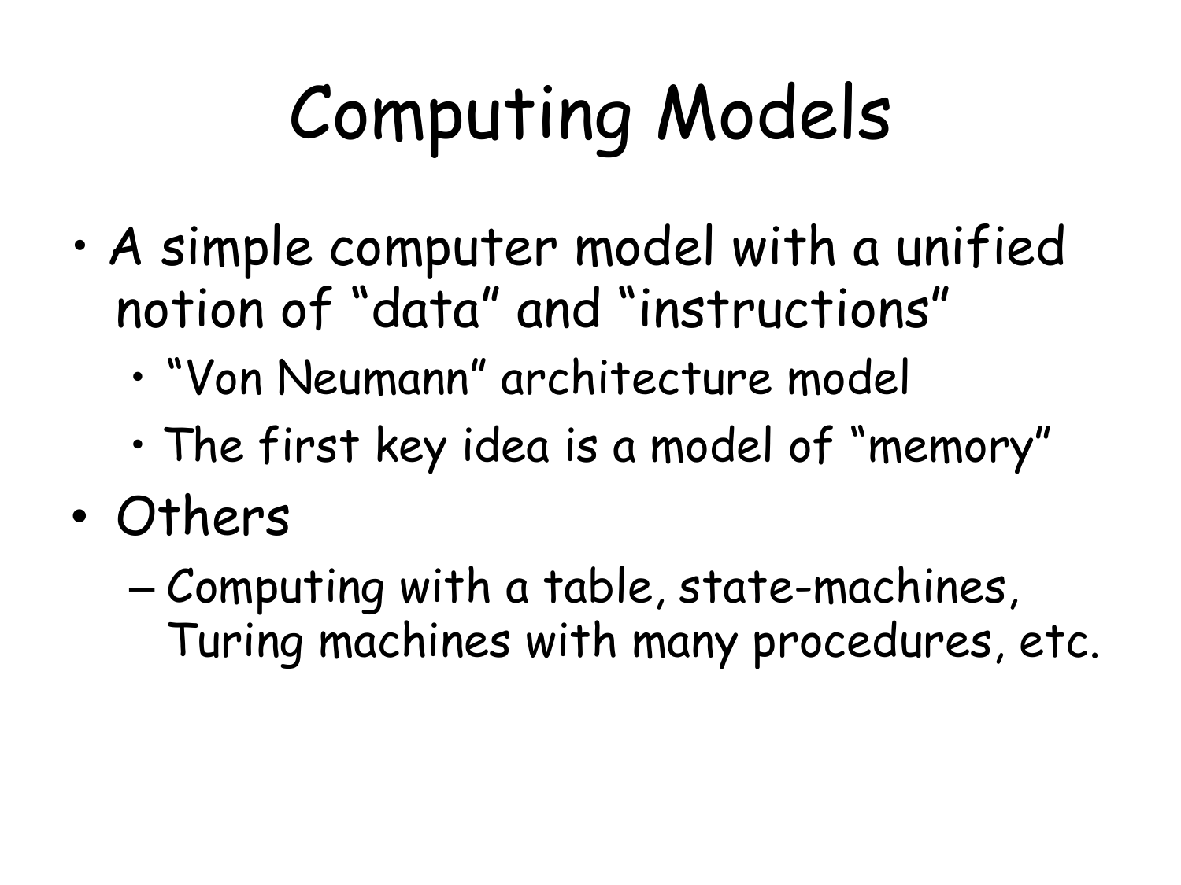# Computing Models

- A simple computer model with a unified notion of “data” and “instructions”
  - “Von Neumann” architecture model
  - The first key idea is a model of “memory”
- Others
  - Computing with a table, state-machines, Turing machines with many procedures, etc.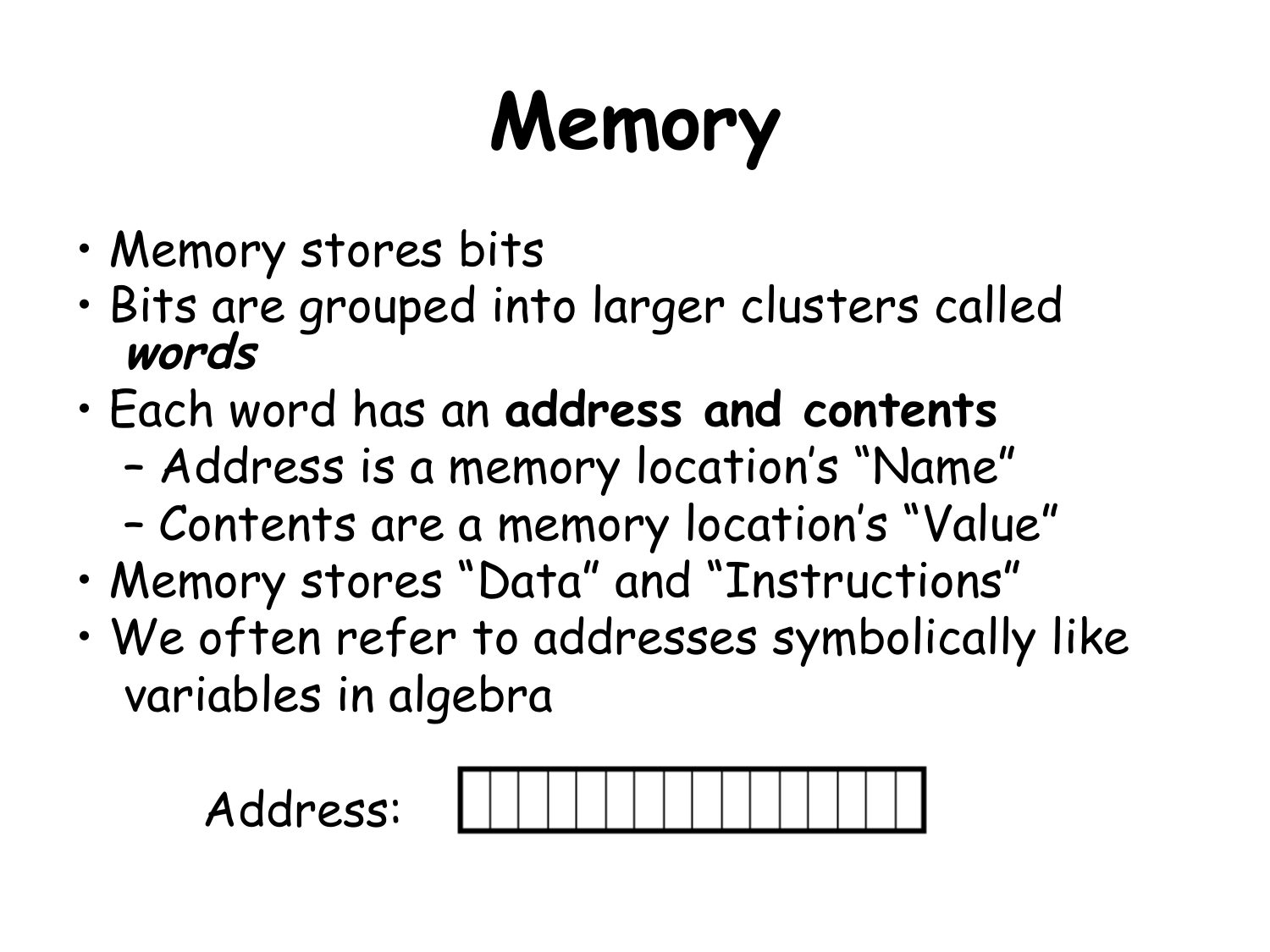# Memory

- Memory stores bits
- Bits are grouped into larger clusters called ***words***
- Each word has an **address and contents**
  - Address is a memory location's "Name"
  - Contents are a memory location's "Value"
- Memory stores "Data" and "Instructions"
- We often refer to addresses symbolically like variables in algebra

Address: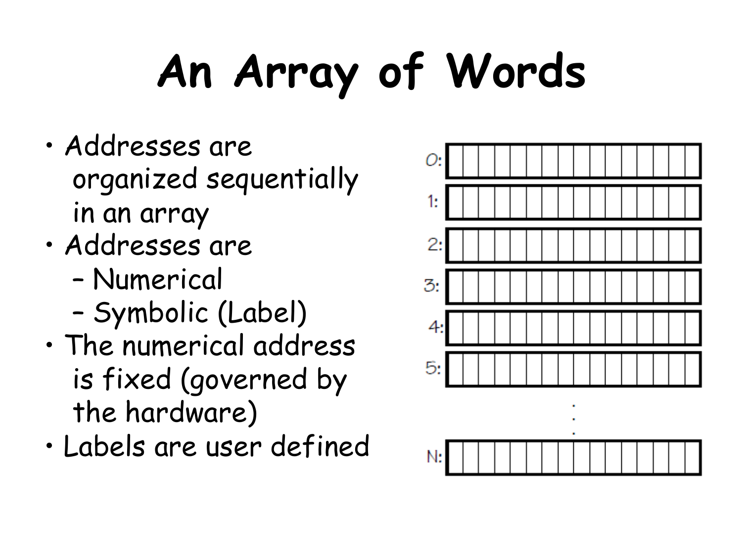# An Array of Words

- Addresses are organized sequentially in an array
- Addresses are
  - Numerical
  - Symbolic (Label)
- The numerical address is fixed (governed by the hardware)
- Labels are user defined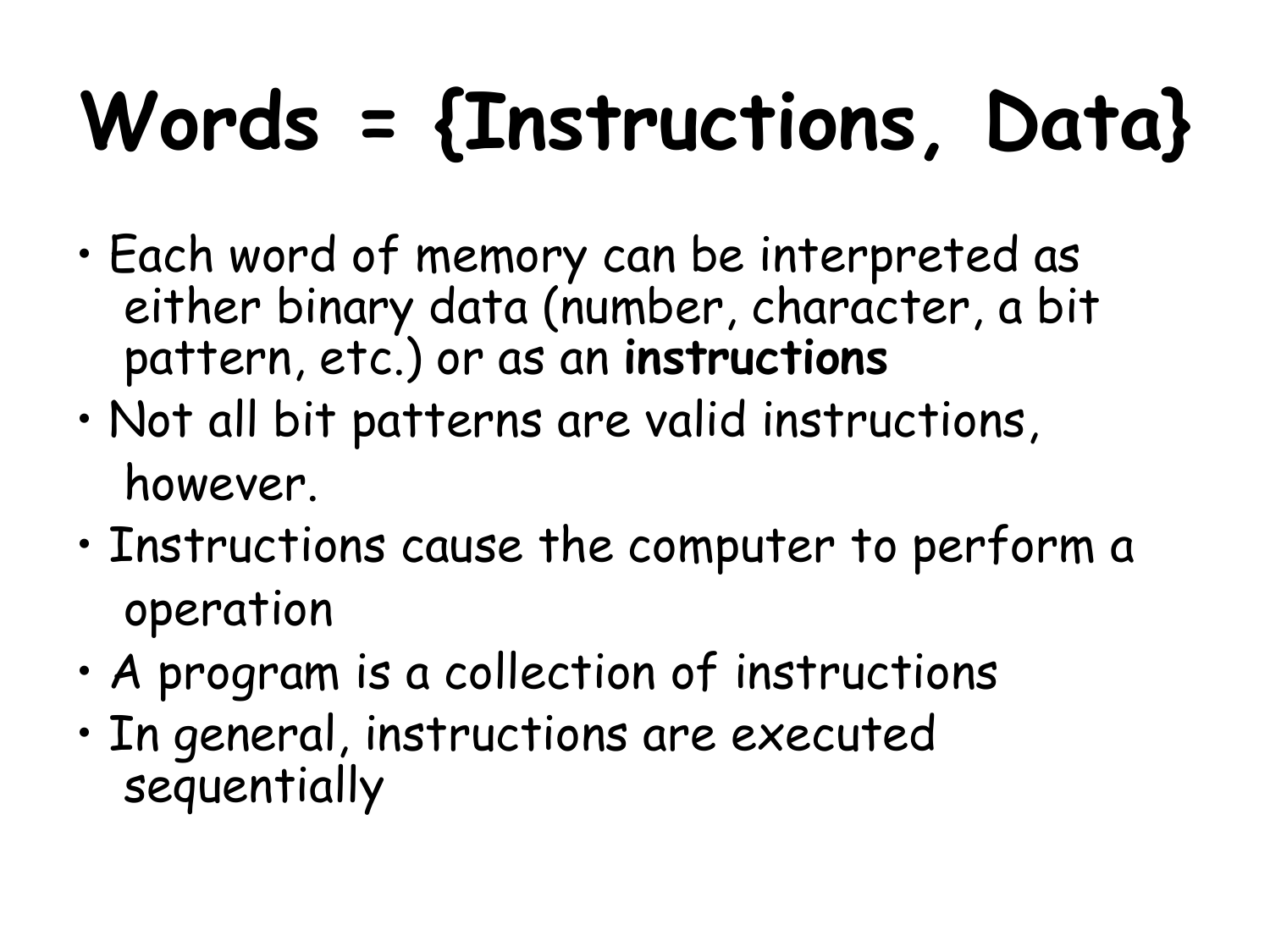# Words = {Instructions, Data}

- Each word of memory can be interpreted as either binary data (number, character, a bit pattern, etc.) or as an **instructions**
- Not all bit patterns are valid instructions, however.
- Instructions cause the computer to perform a operation
- A program is a collection of instructions
- In general, instructions are executed sequentially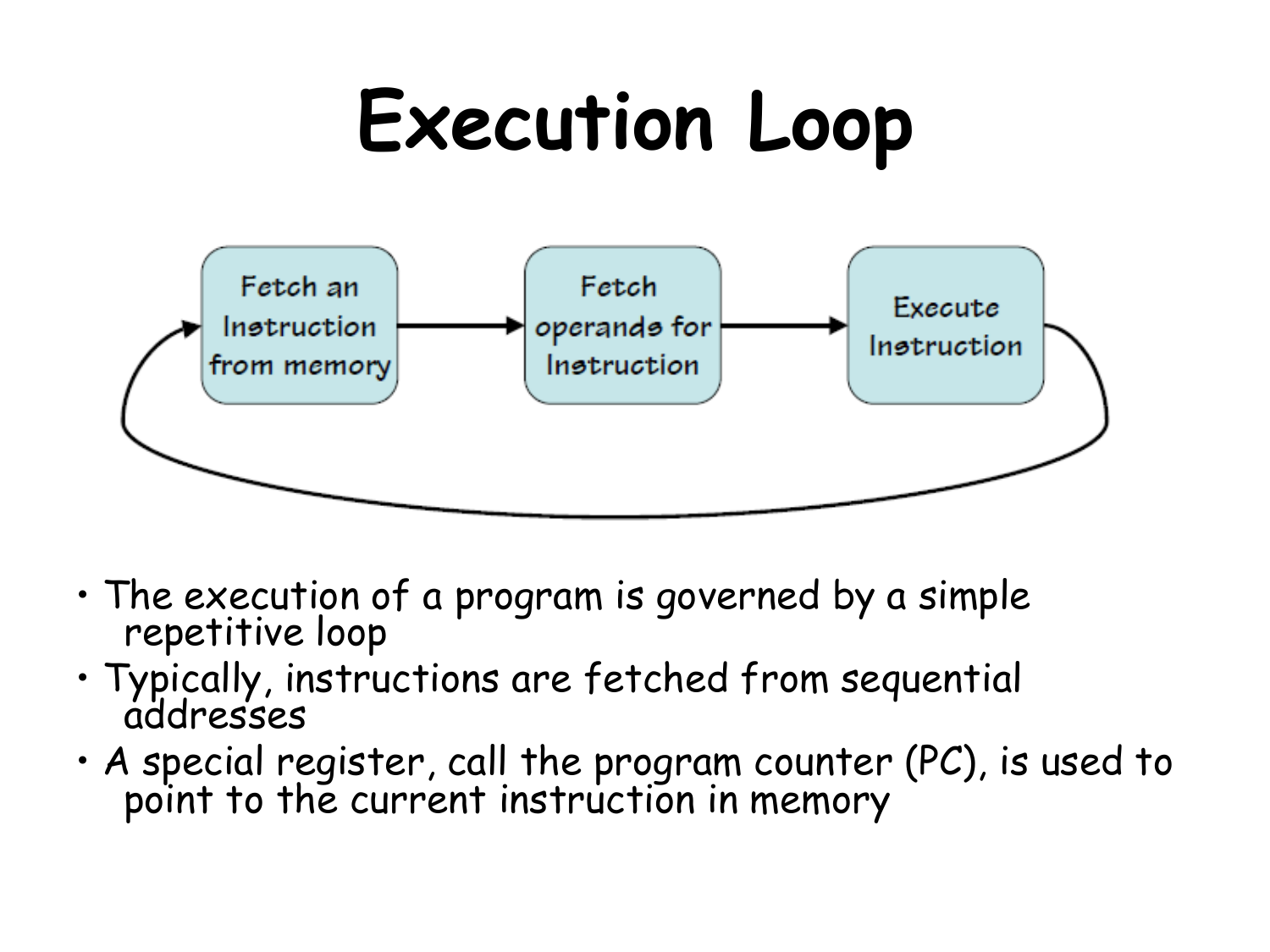# Execution Loop

Fetch an Instruction from memory → Fetch operands for Instruction → Execute Instruction

- The execution of a program is governed by a simple repetitive loop
- Typically, instructions are fetched from sequential addresses
- A special register, call the program counter (PC), is used to point to the current instruction in memory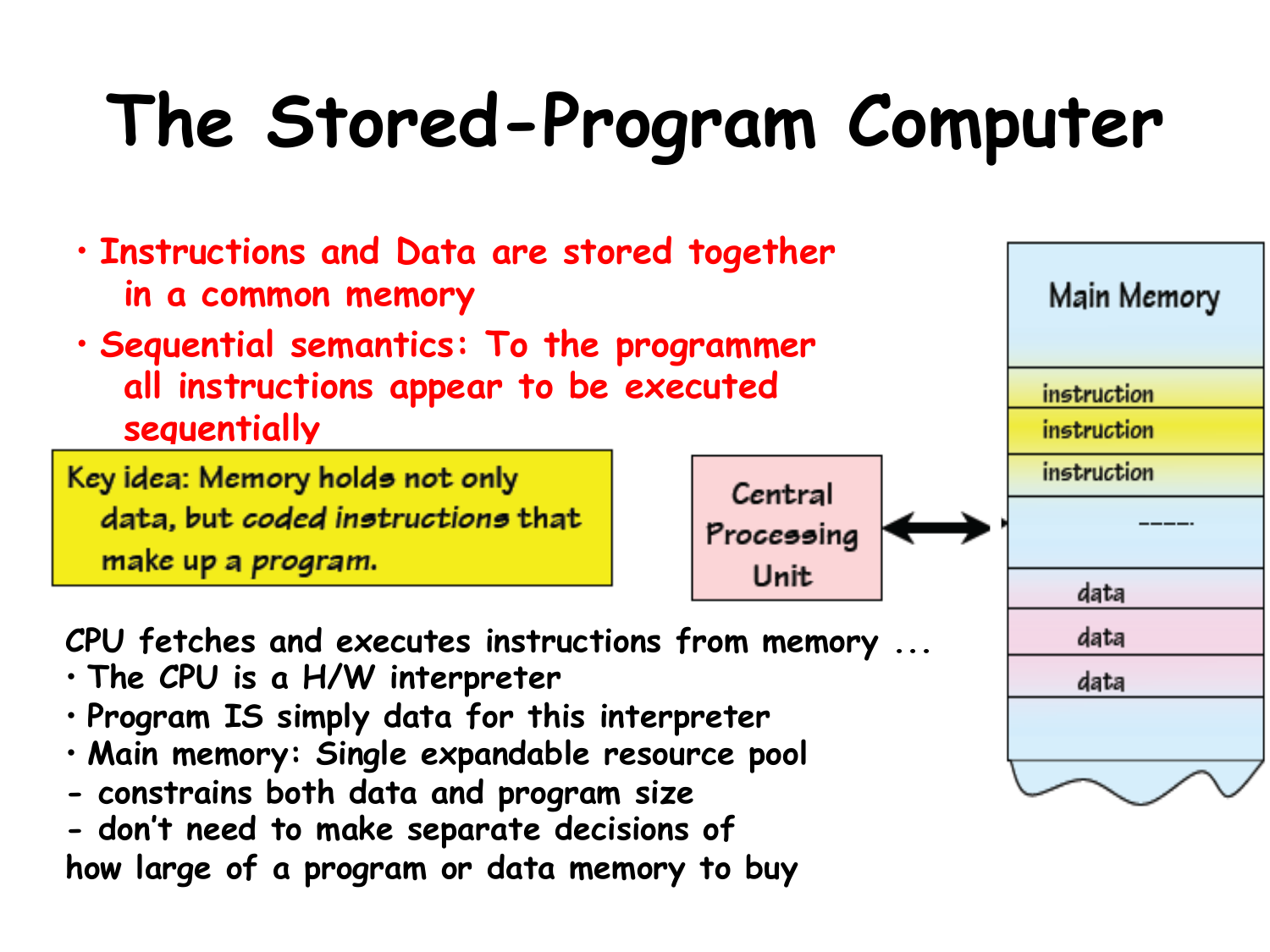# The Stored-Program Computer

- Instructions and Data are stored together in a common memory
- Sequential semantics: To the programmer all instructions appear to be executed sequentially

Key idea: Memory holds not only data, but *coded instructions* that make up a *program*.

Central Processing Unit

Main Memory

instruction

instruction

instruction

-----

data

data

data

CPU fetches and executes instructions from memory ...

- The CPU is a H/W interpreter
- Program IS simply data for this interpreter
- Main memory: Single expandable resource pool

- constrains both data and program size

- don't need to make separate decisions of how large of a program or data memory to buy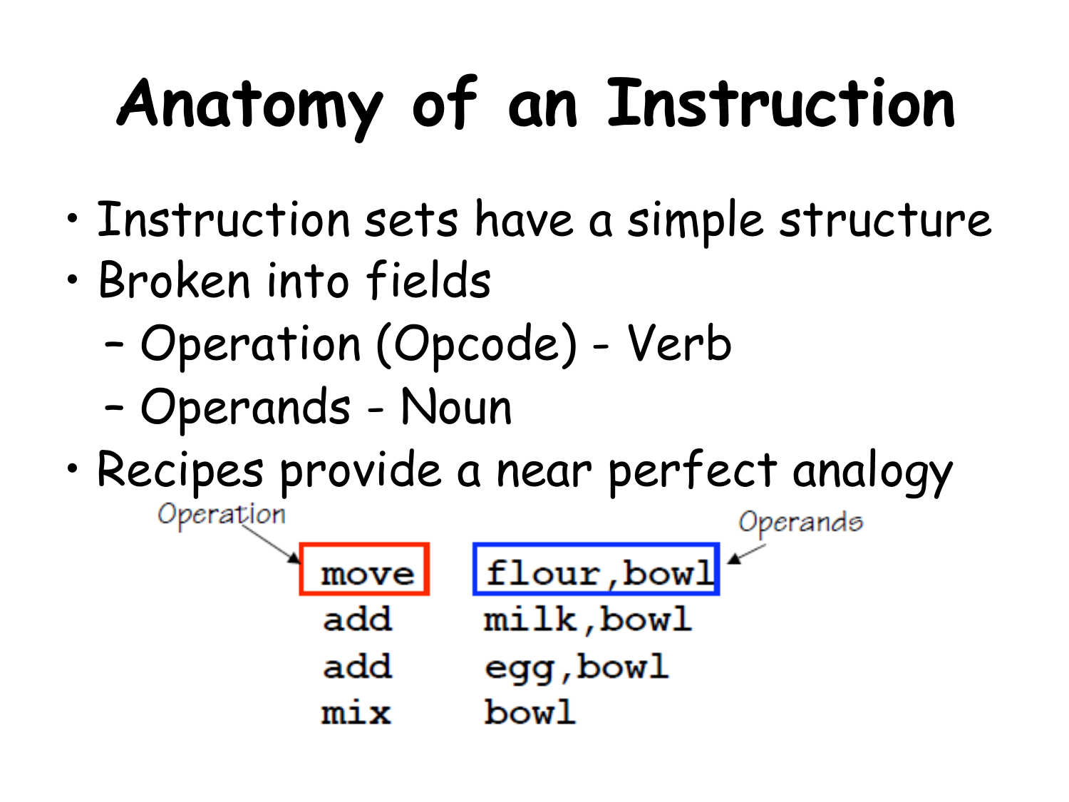# Anatomy of an Instruction

- Instruction sets have a simple structure
- Broken into fields
  - Operation (Opcode) - Verb
  - Operands - Noun
- Recipes provide a near perfect analogy

Operation → `move` | Operands → `flour,bowl`

```
move    flour,bowl
add     milk,bowl
add     egg,bowl
mix     bowl
```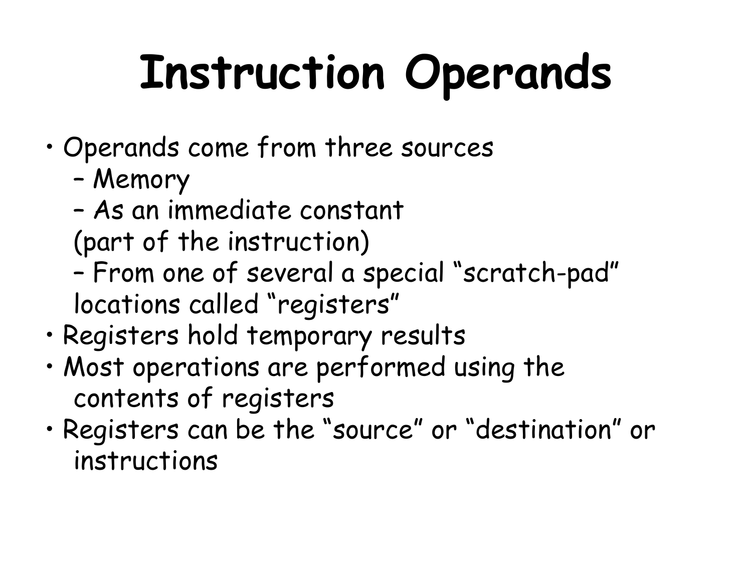# Instruction Operands

- Operands come from three sources
  - Memory
  - As an immediate constant (part of the instruction)
  - From one of several a special "scratch-pad" locations called "registers"
- Registers hold temporary results
- Most operations are performed using the contents of registers
- Registers can be the "source" or "destination" or instructions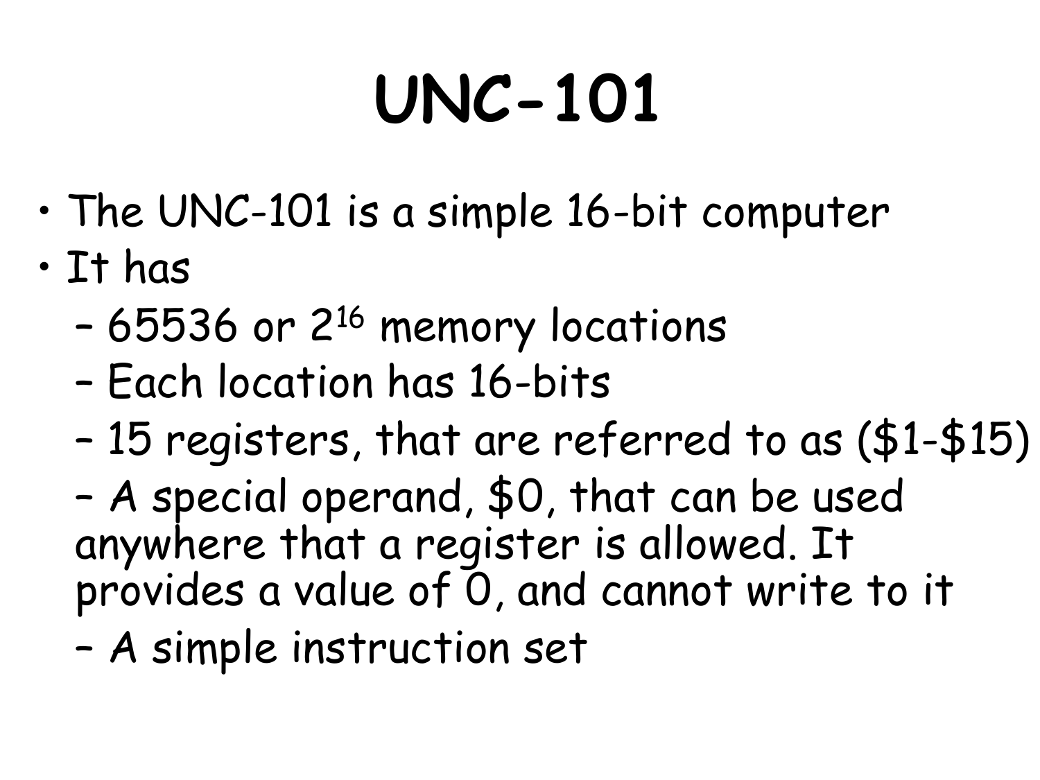# UNC-101

- The UNC-101 is a simple 16-bit computer
- It has
  - 65536 or $2^{16}$ memory locations
  - Each location has 16-bits
  - 15 registers, that are referred to as ($1-$15)
  - A special operand, $0, that can be used anywhere that a register is allowed. It provides a value of 0, and cannot write to it
  - A simple instruction set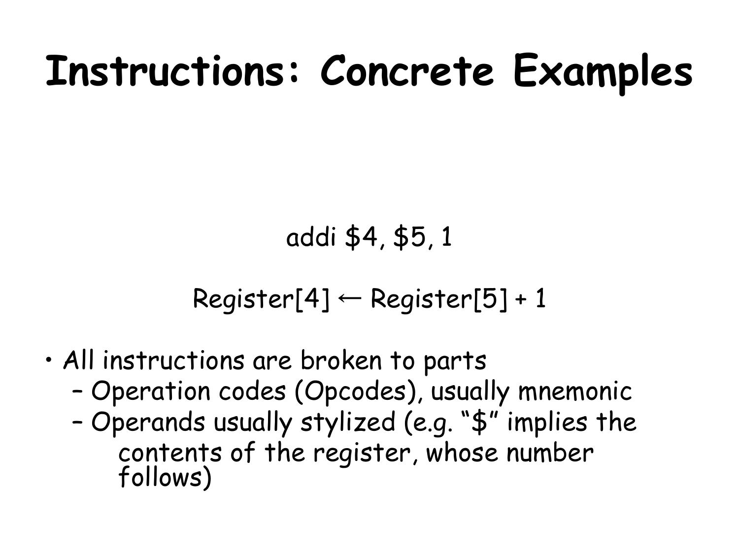# Instructions: Concrete Examples

addi $4, $5, 1

Register[4] ← Register[5] + 1

- All instructions are broken to parts
  - Operation codes (Opcodes), usually mnemonic
  - Operands usually stylized (e.g. "$" implies the contents of the register, whose number follows)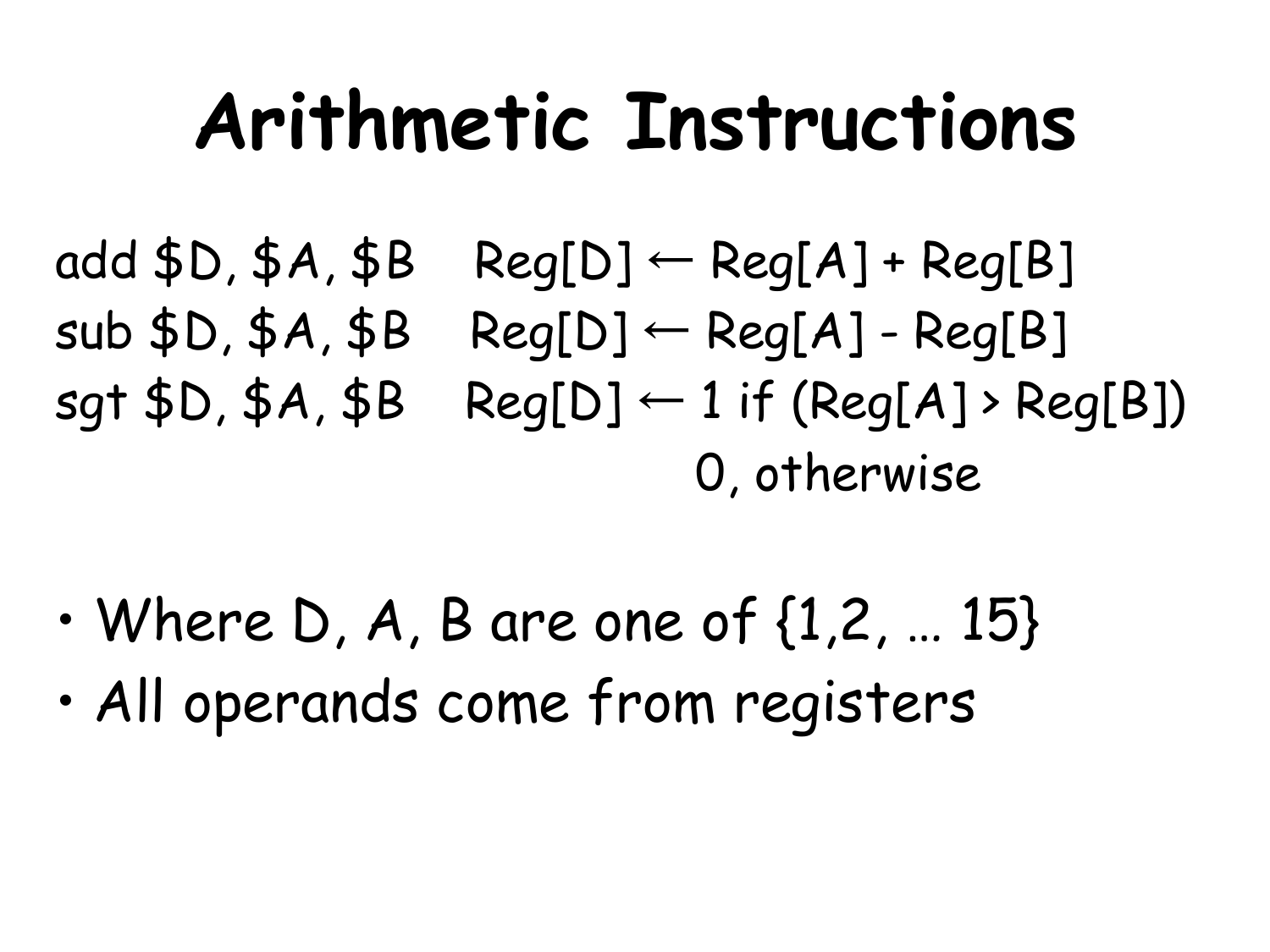# Arithmetic Instructions

```
add $D, $A, $B    Reg[D] ← Reg[A] + Reg[B]
sub $D, $A, $B    Reg[D] ← Reg[A] - Reg[B]
sgt $D, $A, $B    Reg[D] ← 1 if (Reg[A] > Reg[B])
                           0, otherwise
```

- Where D, A, B are one of {1,2, … 15}
- All operands come from registers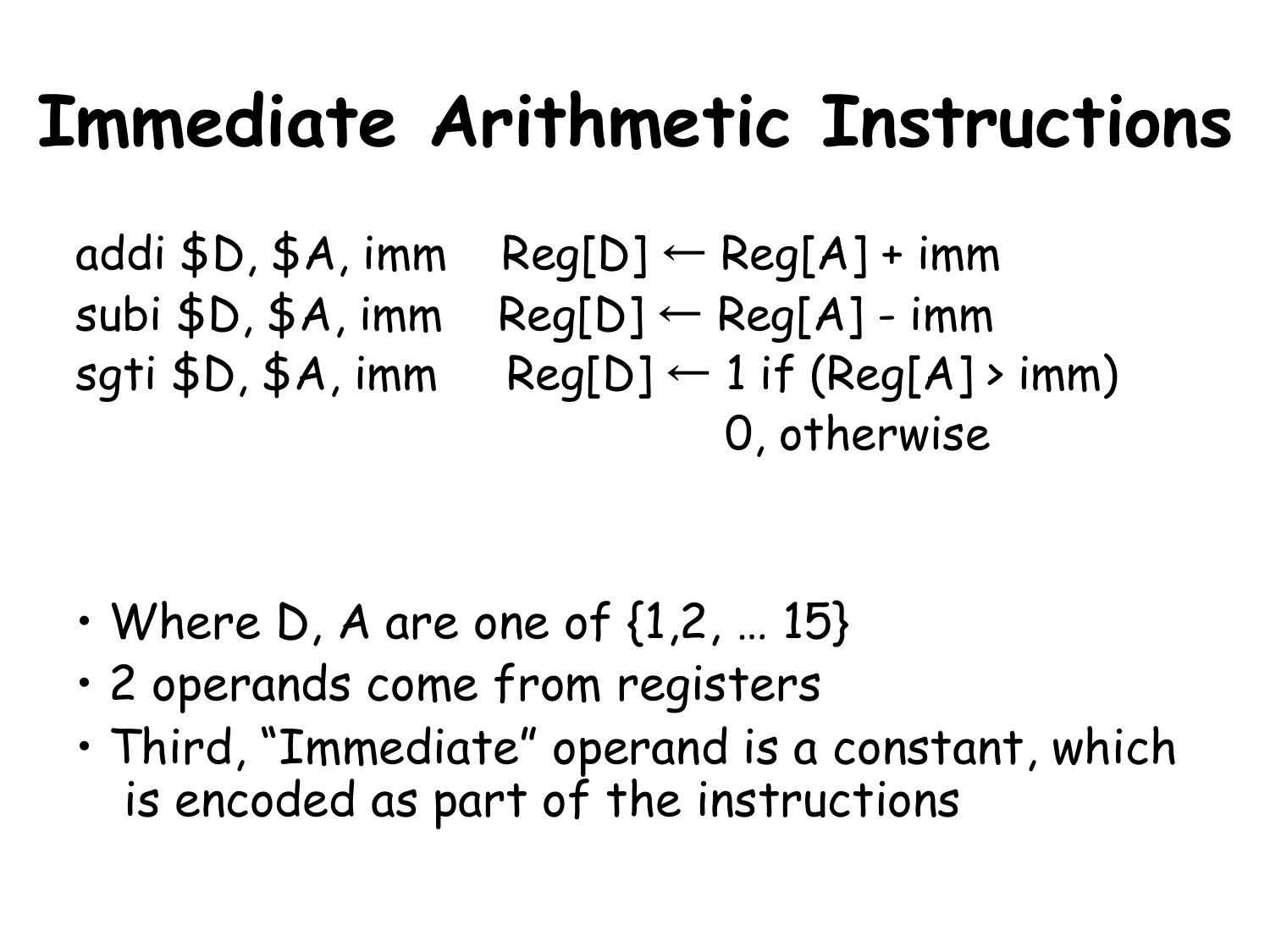# Immediate Arithmetic Instructions

```
addi $D, $A, imm    Reg[D] ← Reg[A] + imm
subi $D, $A, imm    Reg[D] ← Reg[A] - imm
sgti $D, $A, imm    Reg[D] ← 1 if (Reg[A] > imm)
                             0, otherwise
```

- Where D, A are one of {1,2, … 15}
- 2 operands come from registers
- Third, "Immediate" operand is a constant, which is encoded as part of the instructions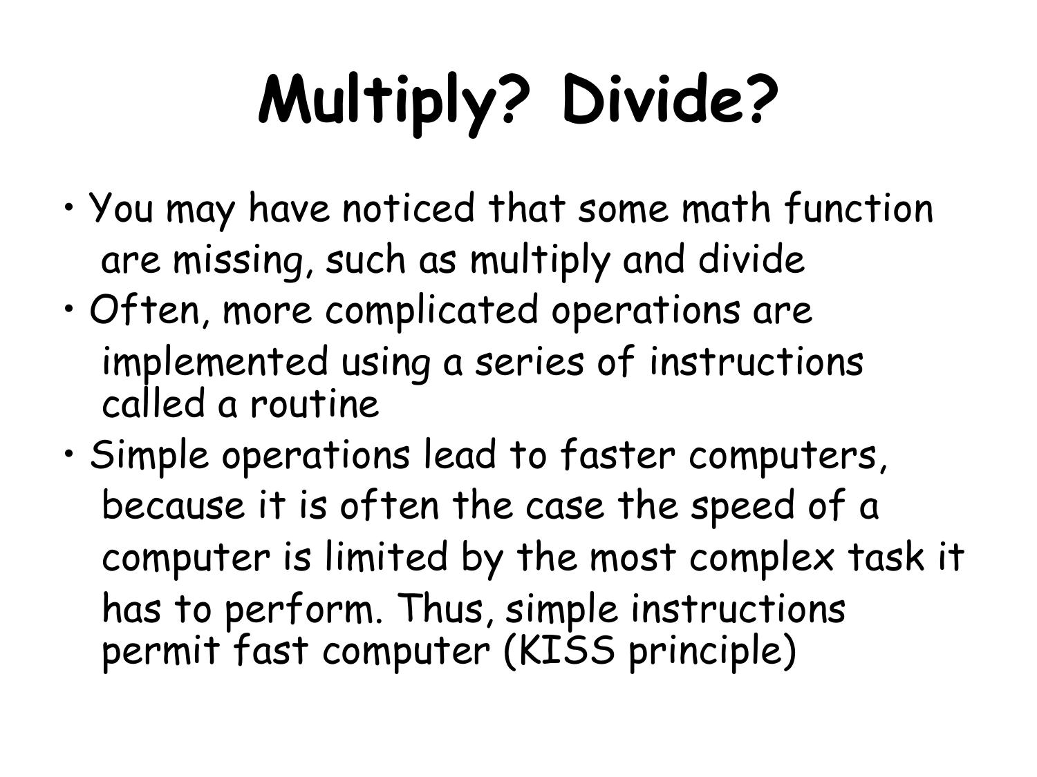# Multiply? Divide?

- You may have noticed that some math function are missing, such as multiply and divide
- Often, more complicated operations are implemented using a series of instructions called a routine
- Simple operations lead to faster computers, because it is often the case the speed of a computer is limited by the most complex task it has to perform. Thus, simple instructions permit fast computer (KISS principle)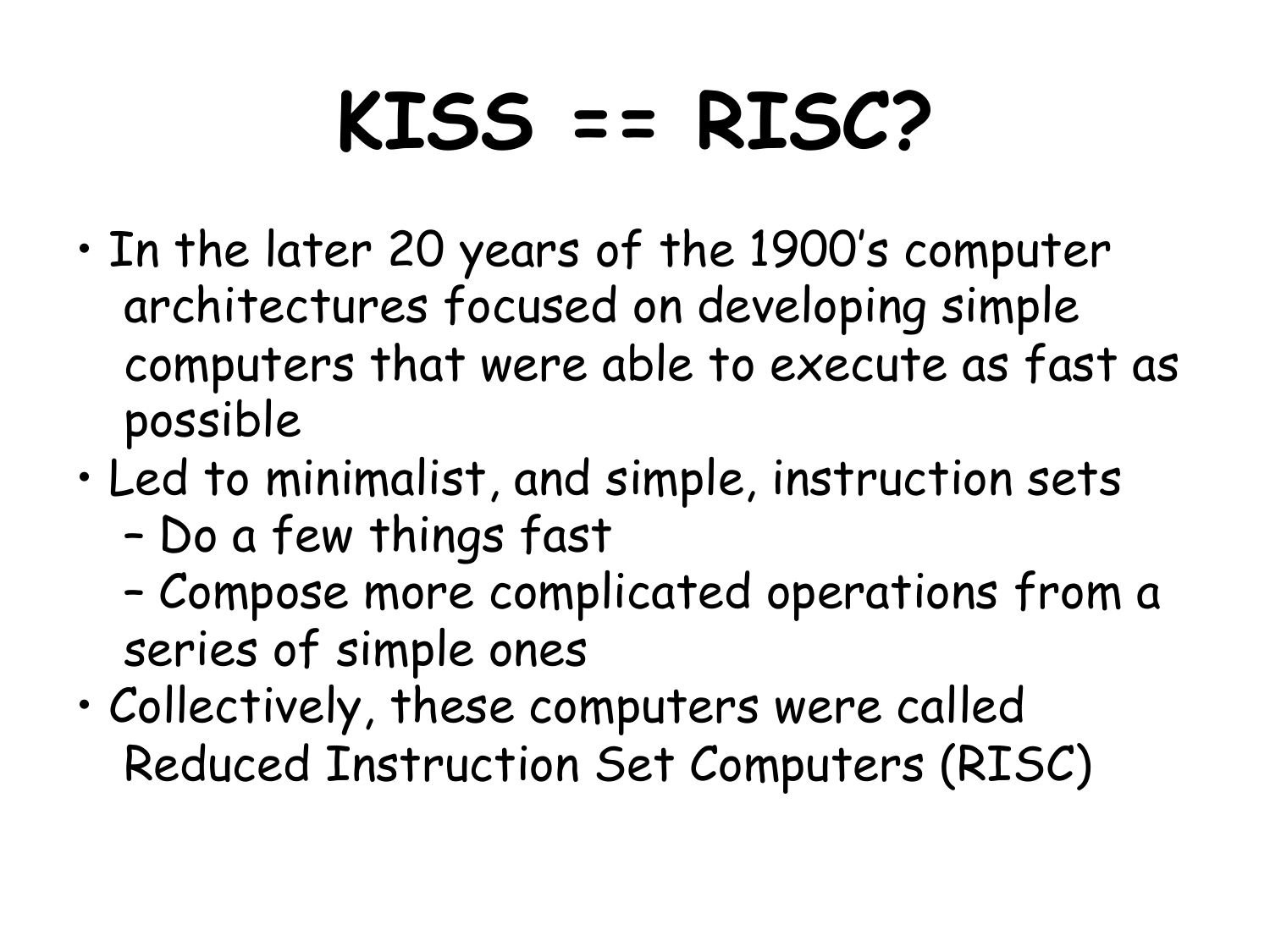# KISS == RISC?

- In the later 20 years of the 1900's computer architectures focused on developing simple computers that were able to execute as fast as possible
- Led to minimalist, and simple, instruction sets
  - Do a few things fast
  - Compose more complicated operations from a series of simple ones
- Collectively, these computers were called Reduced Instruction Set Computers (RISC)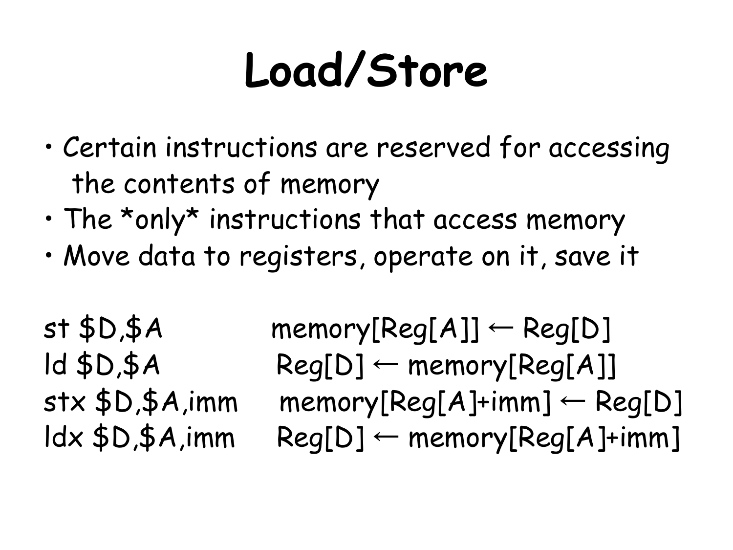# Load/Store

- Certain instructions are reserved for accessing the contents of memory
- The *only* instructions that access memory
- Move data to registers, operate on it, save it

```
st $D,$A            memory[Reg[A]] ← Reg[D]
ld $D,$A            Reg[D] ← memory[Reg[A]]
stx $D,$A,imm       memory[Reg[A]+imm] ← Reg[D]
ldx $D,$A,imm       Reg[D] ← memory[Reg[A]+imm]
```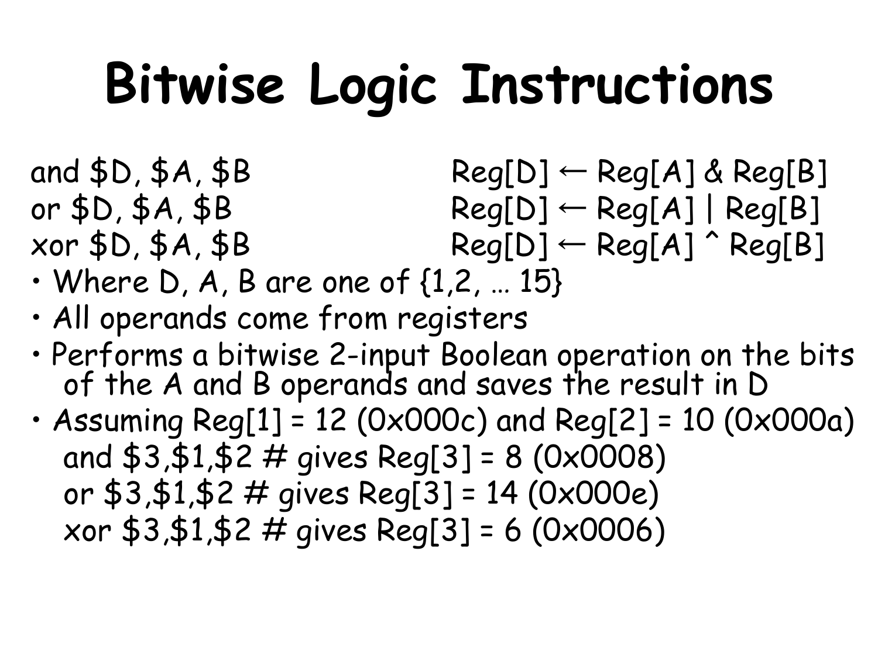# Bitwise Logic Instructions

```
and $D, $A, $B          Reg[D] ← Reg[A] & Reg[B]
or $D, $A, $B           Reg[D] ← Reg[A] | Reg[B]
xor $D, $A, $B          Reg[D] ← Reg[A] ^ Reg[B]
```

- Where D, A, B are one of {1,2, … 15}
- All operands come from registers
- Performs a bitwise 2-input Boolean operation on the bits of the A and B operands and saves the result in D
- Assuming Reg[1] = 12 (0x000c) and Reg[2] = 10 (0x000a)

```
and $3,$1,$2 # gives Reg[3] = 8 (0x0008)
or $3,$1,$2 # gives Reg[3] = 14 (0x000e)
xor $3,$1,$2 # gives Reg[3] = 6 (0x0006)
```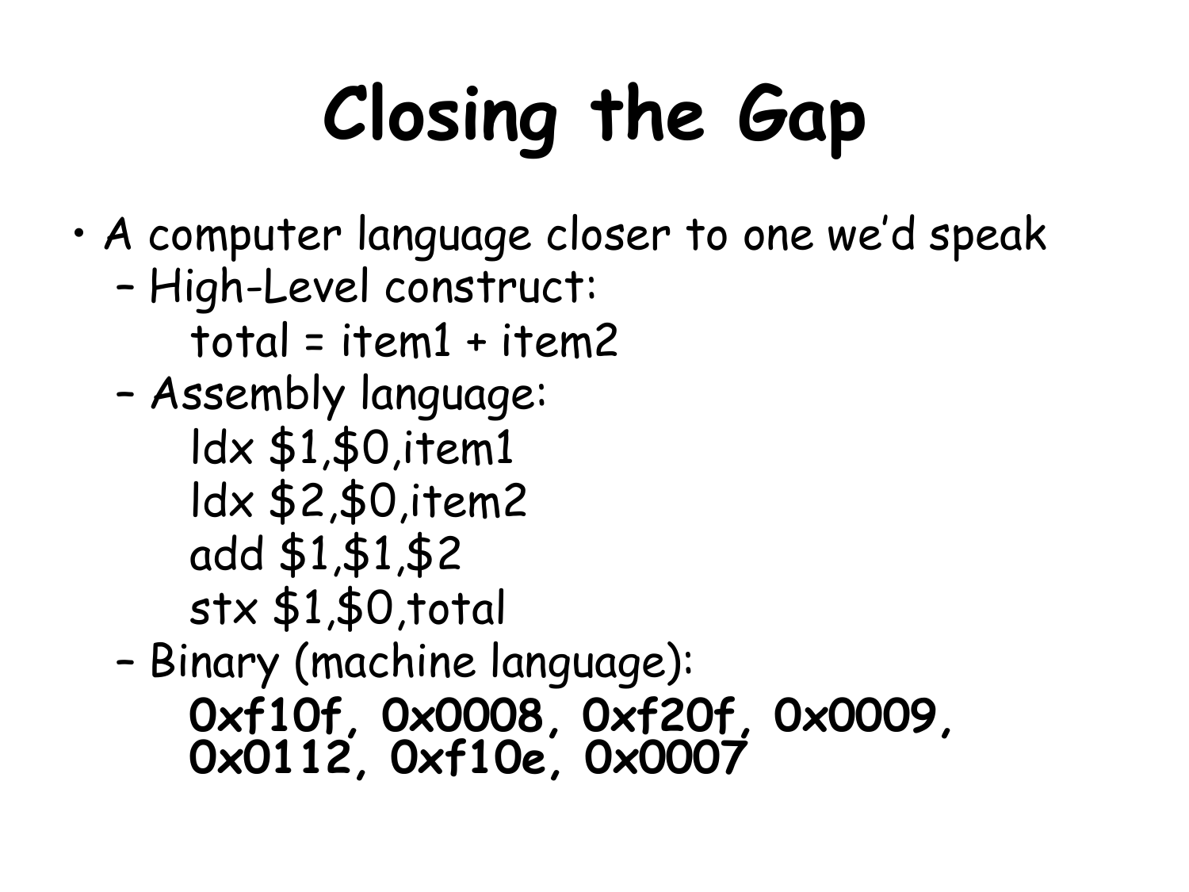# Closing the Gap

- A computer language closer to one we'd speak
  - High-Level construct:

    ```
    total = item1 + item2
    ```

  - Assembly language:

    ```
    ldx $1,$0,item1
    ldx $2,$0,item2
    add $1,$1,$2
    stx $1,$0,total
    ```

  - Binary (machine language):

    **0xf10f, 0x0008, 0xf20f, 0x0009, 0x0112, 0xf10e, 0x0007**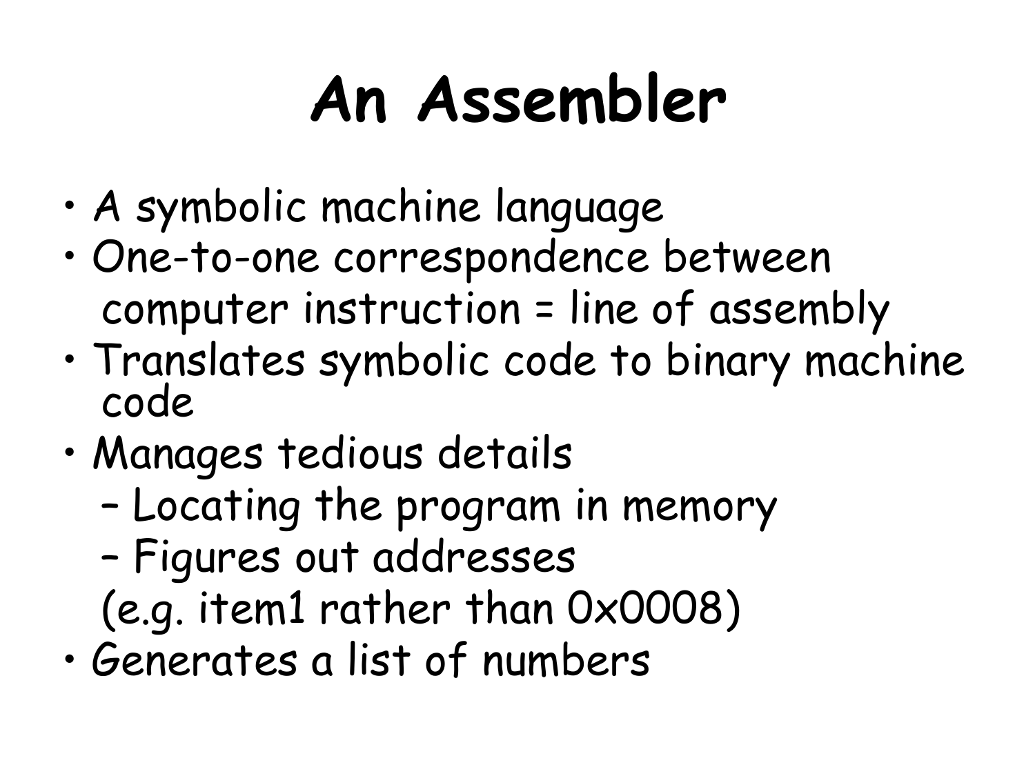# An Assembler

- A symbolic machine language
- One-to-one correspondence between computer instruction = line of assembly
- Translates symbolic code to binary machine code
- Manages tedious details
  - Locating the program in memory
  - Figures out addresses

  (e.g. item1 rather than 0x0008)
- Generates a list of numbers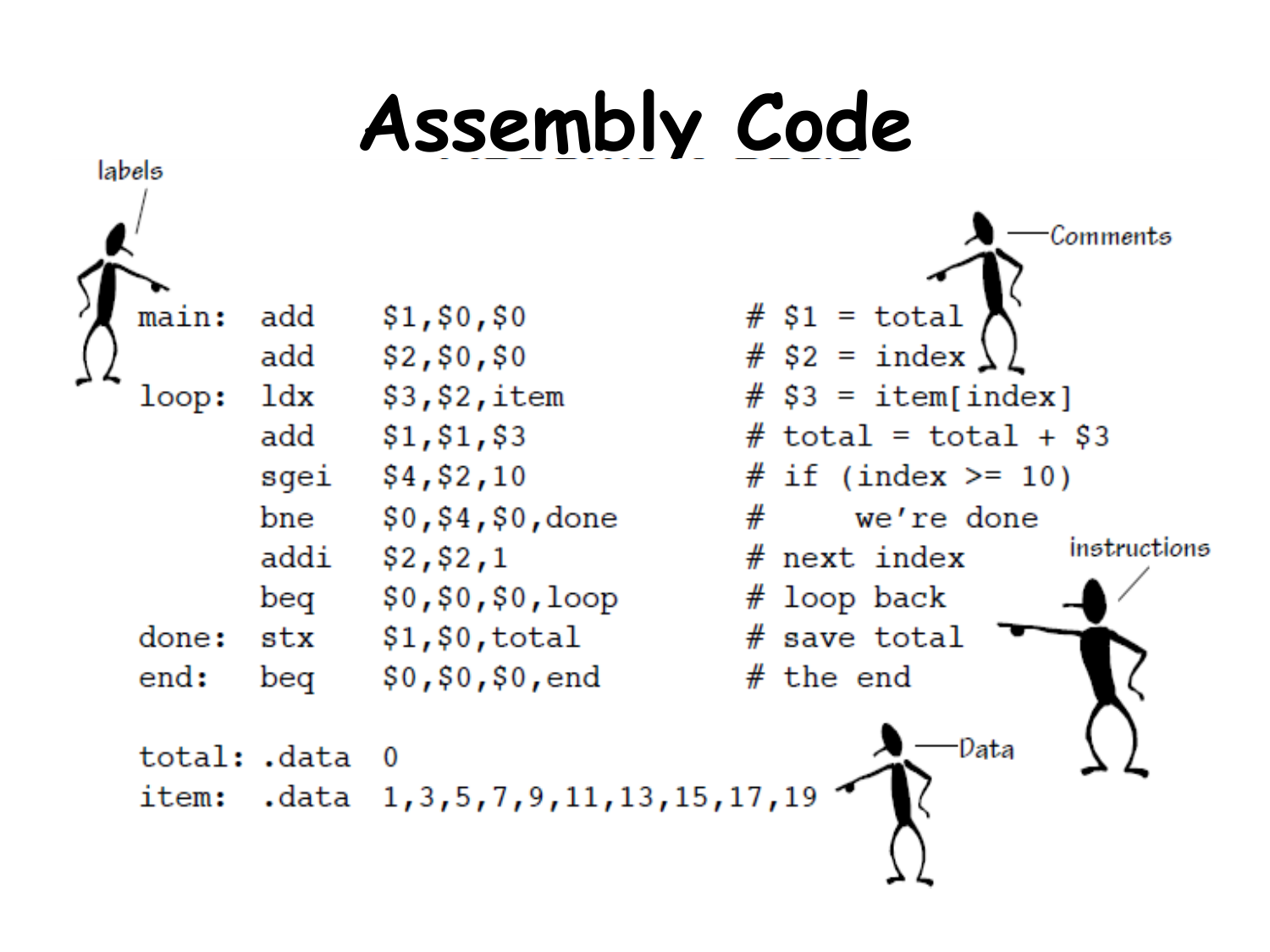# Assembly Code

labels — Comments — instructions — Data

```
main:  add    $1,$0,$0          # $1 = total
       add    $2,$0,$0          # $2 = index
loop:  ldx    $3,$2,item        # $3 = item[index]
       add    $1,$1,$3          # total = total + $3
       sgei   $4,$2,10          # if (index >= 10)
       bne    $0,$4,$0,done     #     we're done
       addi   $2,$2,1           # next index
       beq    $0,$0,$0,loop     # loop back
done:  stx    $1,$0,total       # save total
end:   beq    $0,$0,$0,end      # the end

total: .data  0
item:  .data  1,3,5,7,9,11,13,15,17,19
```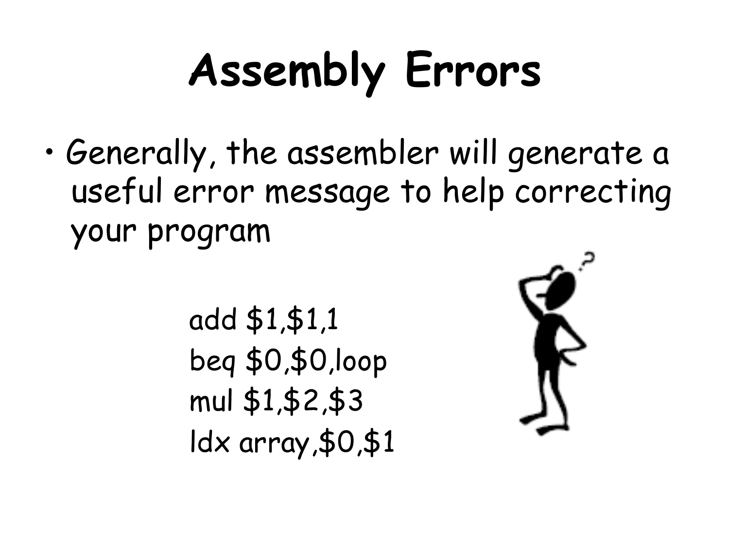# Assembly Errors

- Generally, the assembler will generate a useful error message to help correcting your program

```
add $1,$1,1
beq $0,$0,loop
mul $1,$2,$3
ldx array,$0,$1
```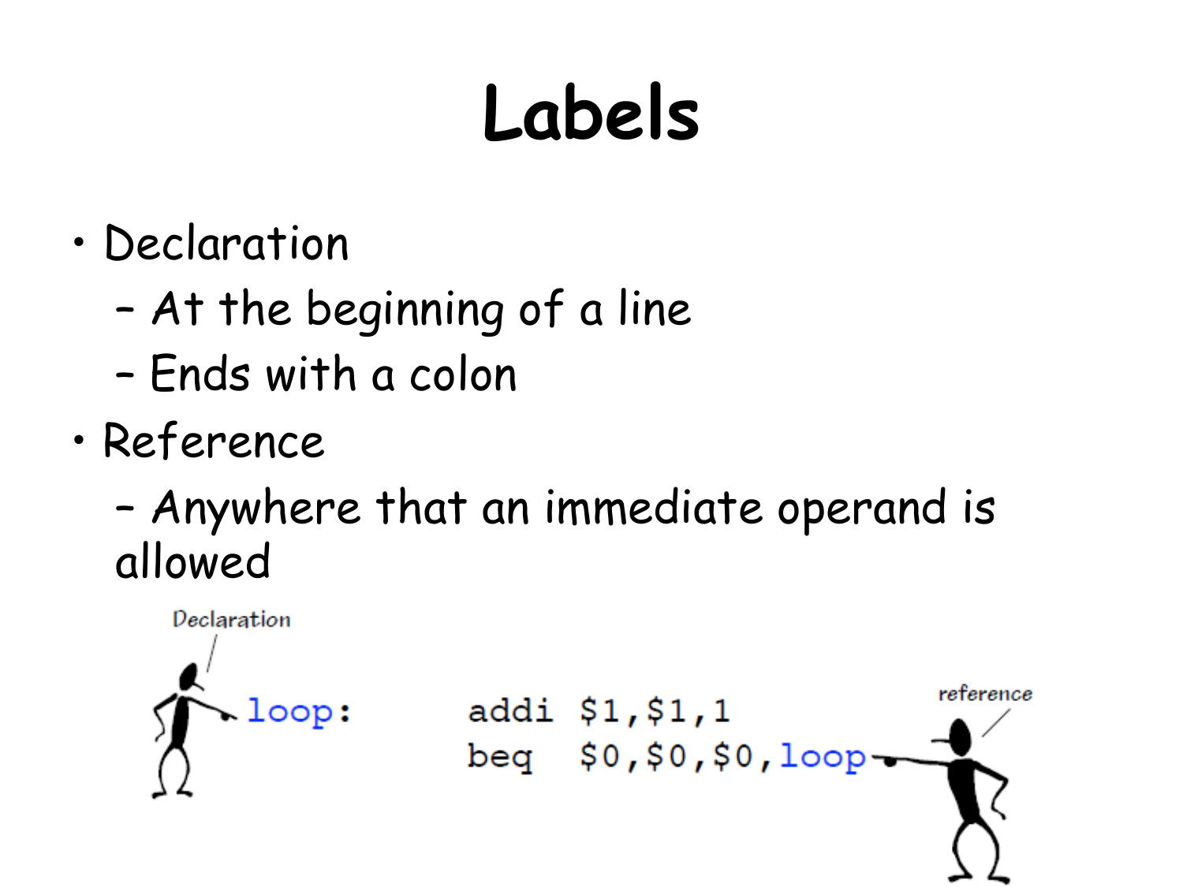# Labels

- Declaration
  - At the beginning of a line
  - Ends with a colon
- Reference
  - Anywhere that an immediate operand is allowed

Declaration

```
loop:     addi  $1,$1,1
          beq   $0,$0,$0,loop
```

reference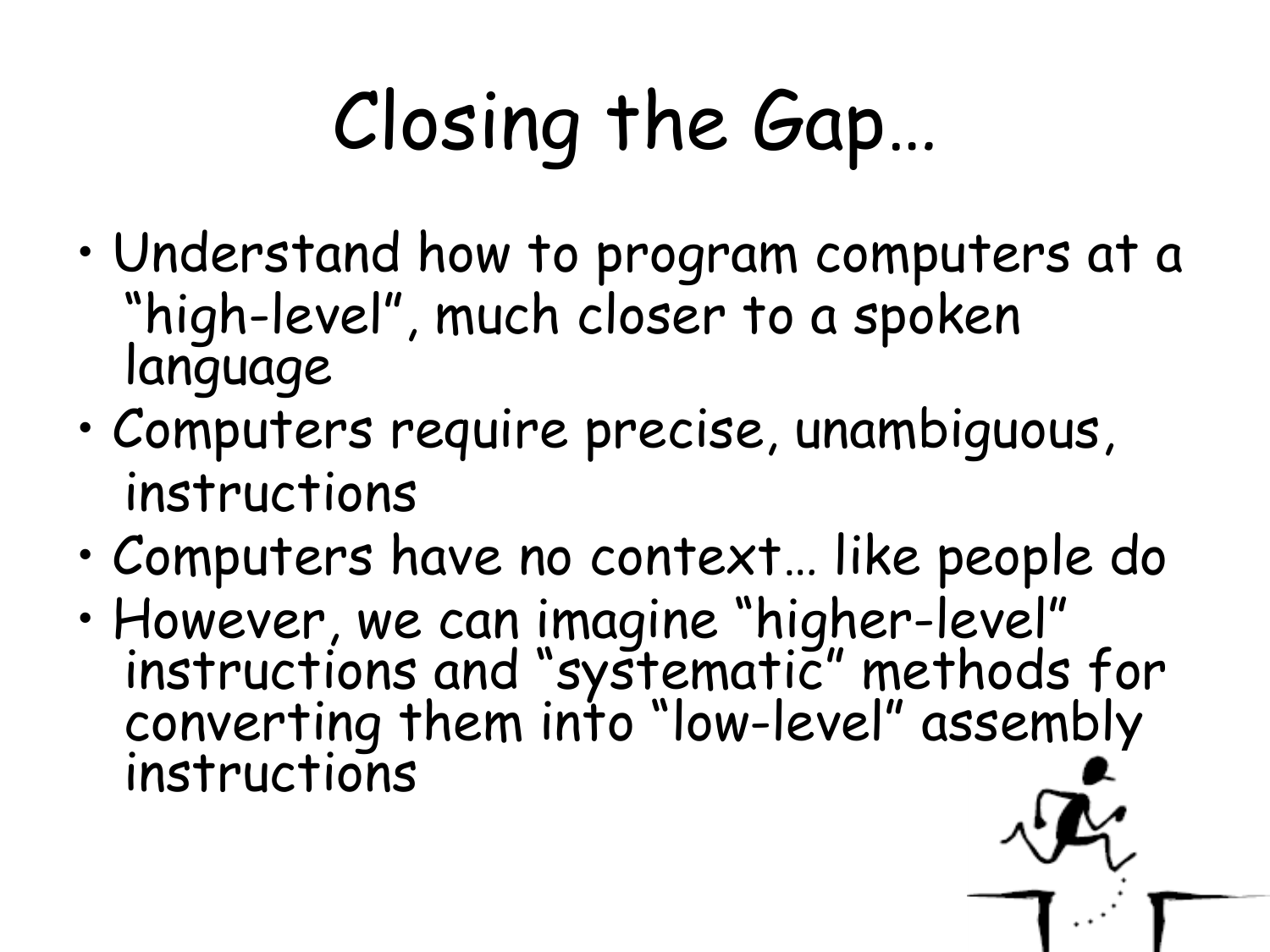# Closing the Gap…

- Understand how to program computers at a "high-level", much closer to a spoken language
- Computers require precise, unambiguous, instructions
- Computers have no context… like people do
- However, we can imagine "higher-level" instructions and "systematic" methods for converting them into "low-level" assembly instructions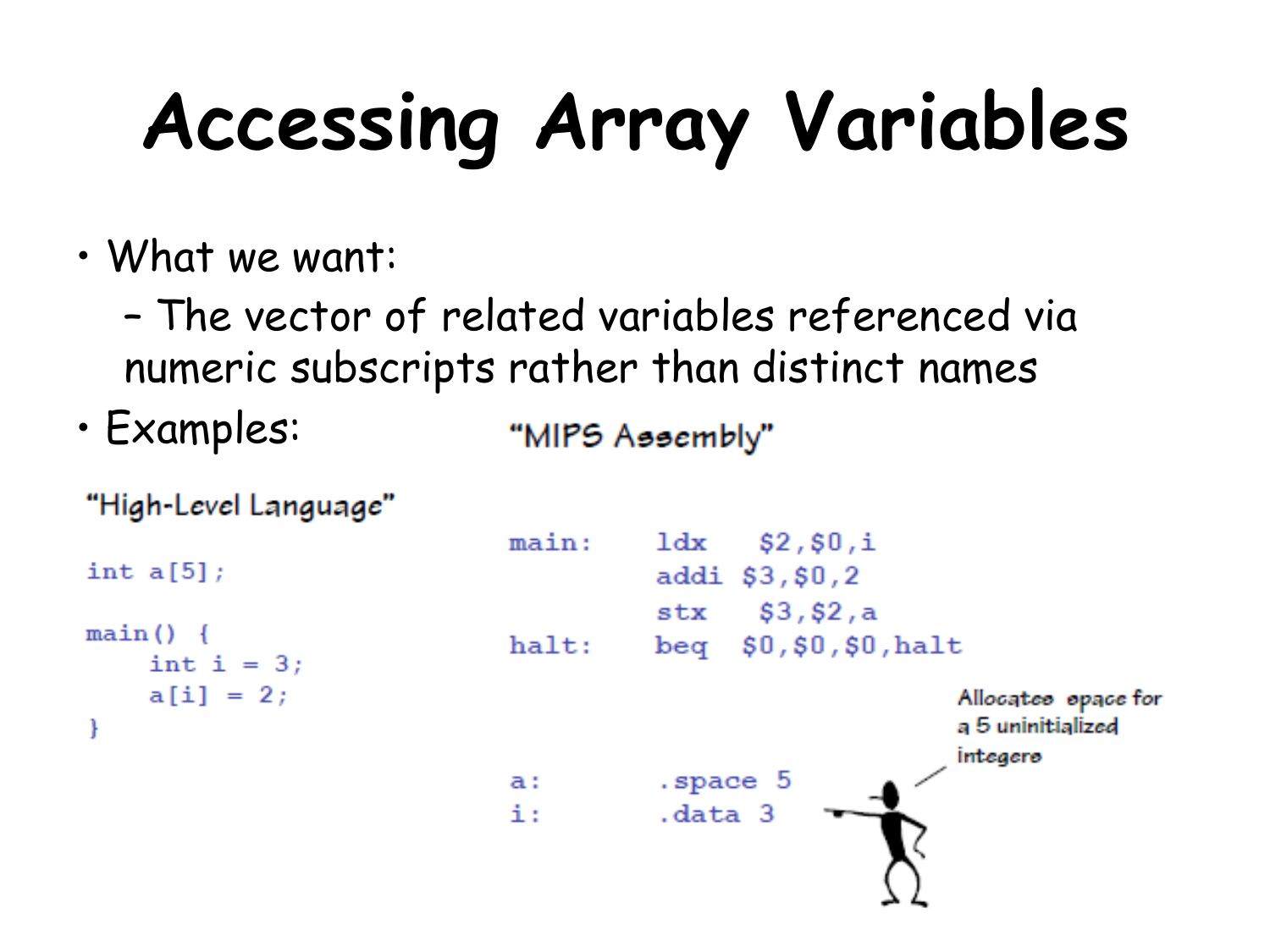# Accessing Array Variables

- What we want:
  - The vector of related variables referenced via numeric subscripts rather than distinct names
- Examples:

"High-Level Language"

```
int a[5];

main() {
    int i = 3;
    a[i] = 2;
}
```

"MIPS Assembly"

```
main:   ldx   $2,$0,i
        addi  $3,$0,2
        stx   $3,$2,a
halt:   beq   $0,$0,$0,halt


a:      .space 5
i:      .data 3
```

Allocates space for a 5 uninitialized integers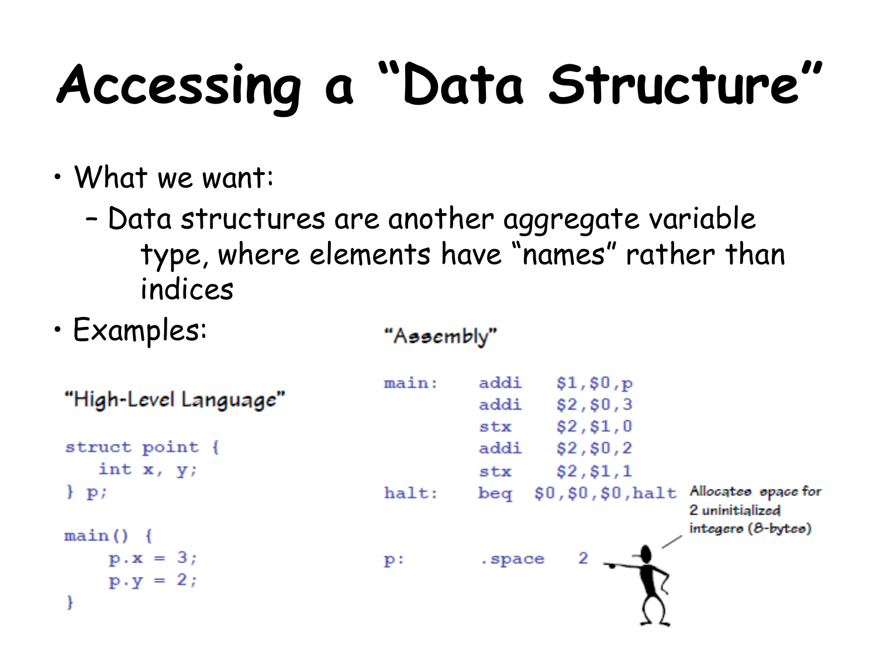# Accessing a "Data Structure"

- What we want:
  - Data structures are another aggregate variable type, where elements have "names" rather than indices
- Examples:

"High-Level Language"

```
struct point {
   int x, y;
} p;

main() {
    p.x = 3;
    p.y = 2;
}
```

"Assembly"

```
main:   addi   $1,$0,p
        addi   $2,$0,3
        stx    $2,$1,0
        addi   $2,$0,2
        stx    $2,$1,1
halt:   beq  $0,$0,$0,halt

p:      .space   2
```

Allocates space for 2 uninitialized integers (8-bytes)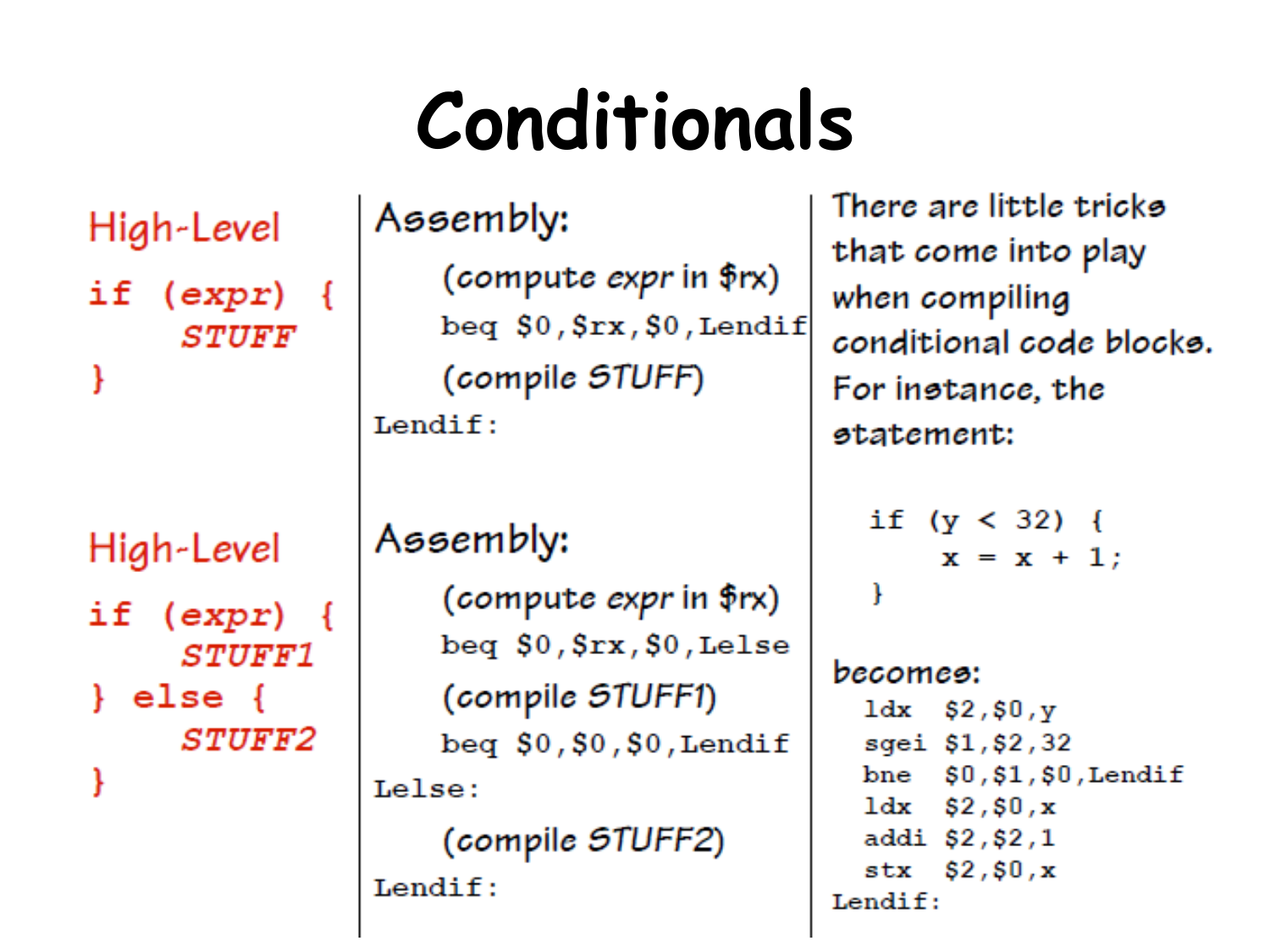# Conditionals

**High-Level**

```
if (expr) {
    STUFF
}
```

**Assembly:**

```
    (compute expr in $rx)
    beq $0,$rx,$0,Lendif
    (compile STUFF)
Lendif:
```

**High-Level**

```
if (expr) {
    STUFF1
} else {
    STUFF2
}
```

**Assembly:**

```
    (compute expr in $rx)
    beq $0,$rx,$0,Lelse
    (compile STUFF1)
    beq $0,$0,$0,Lendif
Lelse:
    (compile STUFF2)
Lendif:
```

There are little tricks that come into play when compiling conditional code blocks. For instance, the statement:

```
if (y < 32) {
    x = x + 1;
}
```

becomes:

```
  ldx   $2,$0,y
  sgei  $1,$2,32
  bne   $0,$1,$0,Lendif
  ldx   $2,$0,x
  addi  $2,$2,1
  stx   $2,$0,x
Lendif:
```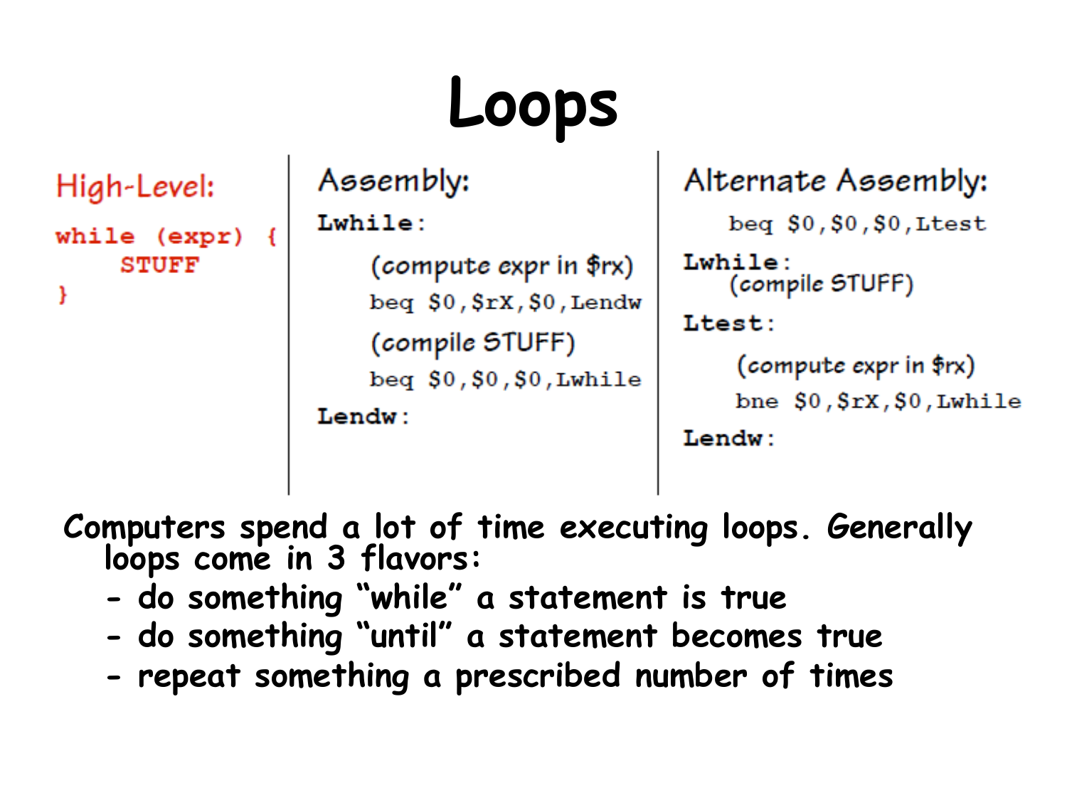# Loops

**High-Level:**

```
while (expr) {
    STUFF
}
```

**Assembly:**

```
Lwhile:
    (compute expr in $rx)
    beq $0,$rX,$0,Lendw
    (compile STUFF)
    beq $0,$0,$0,Lwhile
Lendw:
```

**Alternate Assembly:**

```
    beq $0,$0,$0,Ltest
Lwhile:
    (compile STUFF)
Ltest:
    (compute expr in $rx)
    bne $0,$rX,$0,Lwhile
Lendw:
```

**Computers spend a lot of time executing loops. Generally loops come in 3 flavors:**

- **do something "while" a statement is true**
- **do something "until" a statement becomes true**
- **repeat something a prescribed number of times**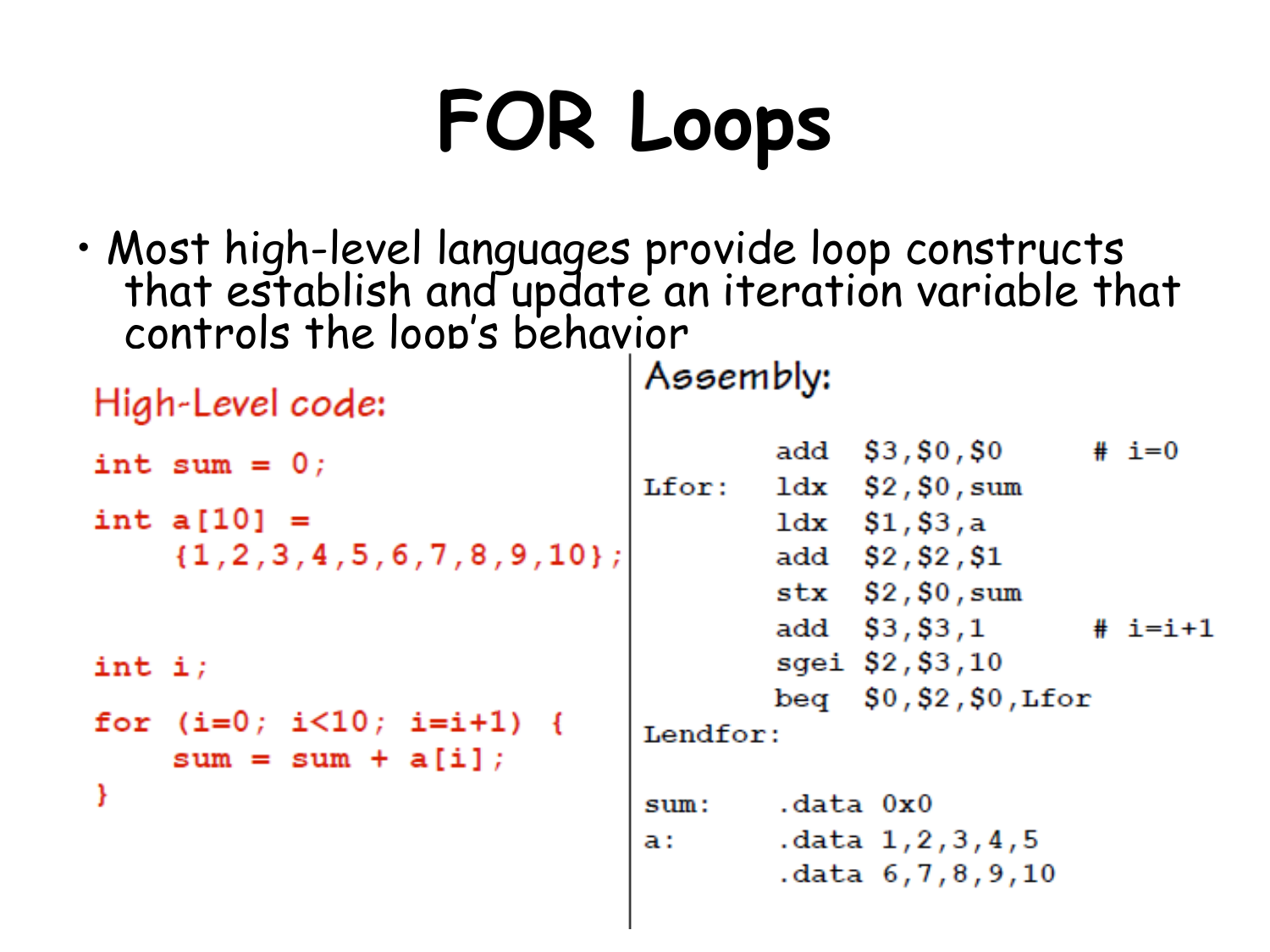# FOR Loops

- Most high-level languages provide loop constructs that establish and update an iteration variable that controls the loop's behavior

High-Level code:

```
int sum = 0;

int a[10] =
    {1,2,3,4,5,6,7,8,9,10};


int i;

for (i=0; i<10; i=i+1) {
    sum = sum + a[i];
}
```

Assembly:

```
        add   $3,$0,$0       # i=0
Lfor:   ldx   $2,$0,sum
        ldx   $1,$3,a
        add   $2,$2,$1
        stx   $2,$0,sum
        add   $3,$3,1        # i=i+1
        sgei  $2,$3,10
        beq   $0,$2,$0,Lfor
Lendfor:

sum:    .data 0x0
a:      .data 1,2,3,4,5
        .data 6,7,8,9,10
```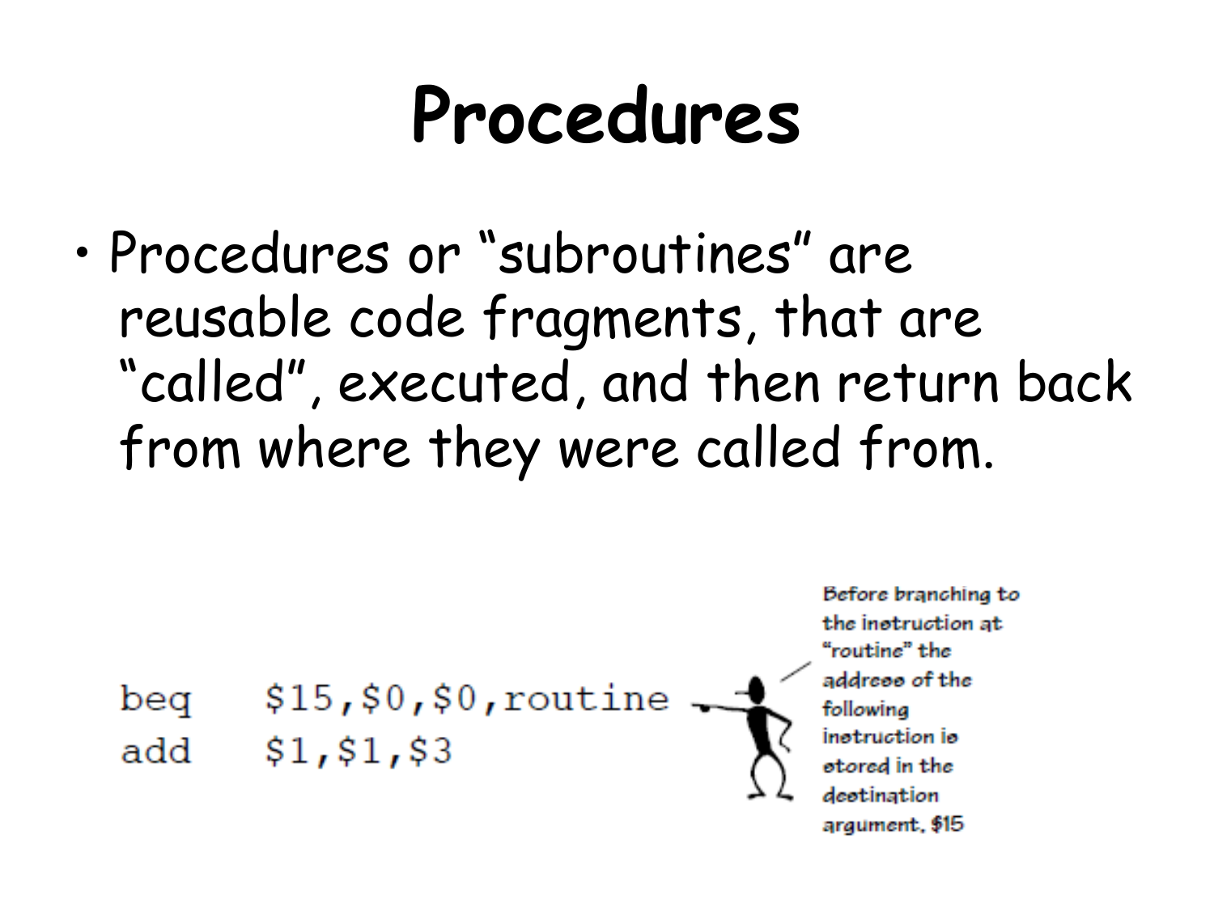# Procedures

- Procedures or "subroutines" are reusable code fragments, that are "called", executed, and then return back from where they were called from.

```
beq    $15,$0,$0,routine
add    $1,$1,$3
```

Before branching to the instruction at "routine" the address of the following instruction is stored in the destination argument, $15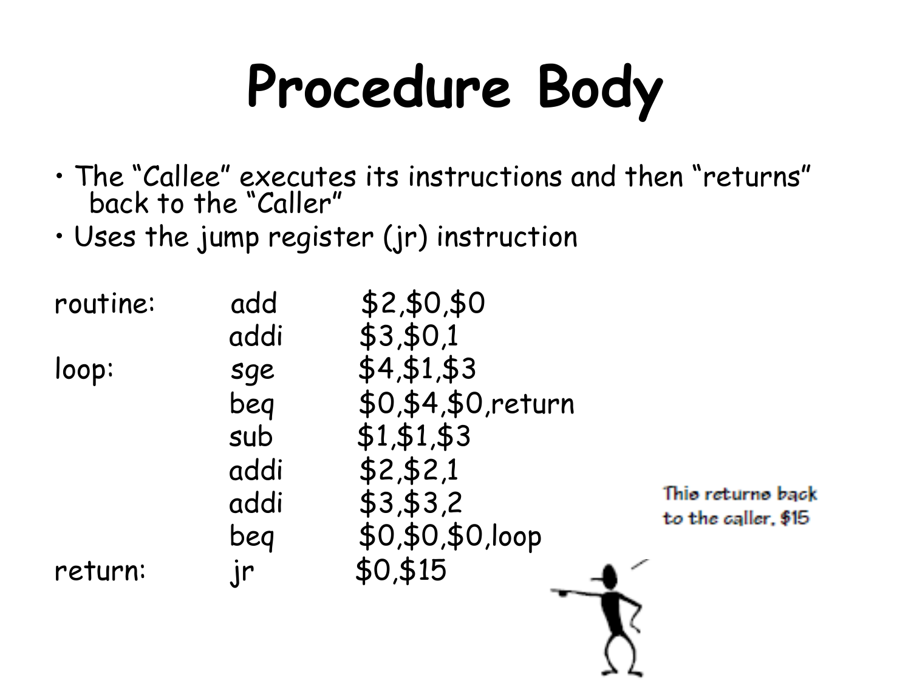# Procedure Body

- The "Callee" executes its instructions and then "returns" back to the "Caller"
- Uses the jump register (jr) instruction

```
routine:    add     $2,$0,$0
            addi    $3,$0,1
loop:       sge     $4,$1,$3
            beq     $0,$4,$0,return
            sub     $1,$1,$3
            addi    $2,$2,1
            addi    $3,$3,2
            beq     $0,$0,$0,loop
return:     jr      $0,$15
```

This returns back to the caller, $15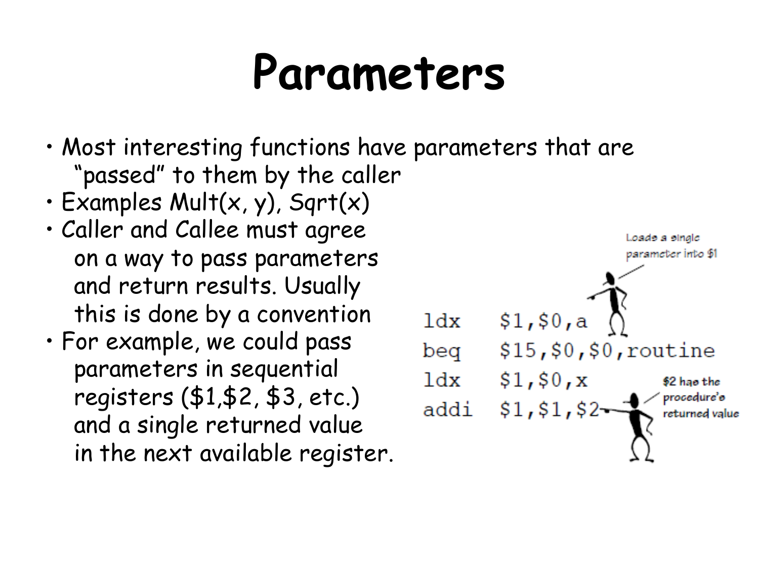# Parameters

- Most interesting functions have parameters that are "passed" to them by the caller
- Examples Mult(x, y), Sqrt(x)
- Caller and Callee must agree on a way to pass parameters and return results. Usually this is done by a convention
- For example, we could pass parameters in sequential registers ($1,$2, $3, etc.) and a single returned value in the next available register.

```
ldx   $1,$0,a
beq   $15,$0,$0,routine
ldx   $1,$0,x
addi  $1,$1,$2
```

Loads a single parameter into $1

$2 has the procedure's returned value